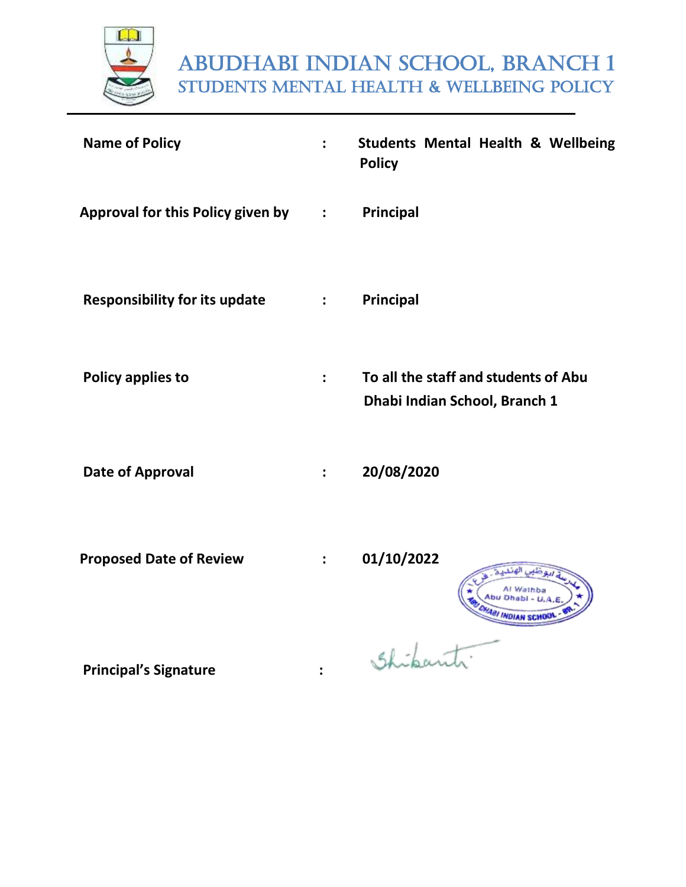# ABUDHABI INDIAN SCHOOL, BRANCH 1

## STUDENTS MENTAL HEALTH & WELLBEING POLICY

| | | |
|---|---|---|
| **Name of Policy** | **:** | **Students Mental Health & Wellbeing Policy** |
| **Approval for this Policy given by** | **:** | **Principal** |
| **Responsibility for its update** | **:** | **Principal** |
| **Policy applies to** | **:** | **To all the staff and students of Abu Dhabi Indian School, Branch 1** |
| **Date of Approval** | **:** | **20/08/2020** |
| **Proposed Date of Review** | **:** | **01/10/2022** |
| **Principal's Signature** | **:** | Shikanti |

مدرسة ابوظبي الهندية - فرع ١
Al Wathba
Abu Dhabi - U.A.E.
ABU DHABI INDIAN SCHOOL - BR. 1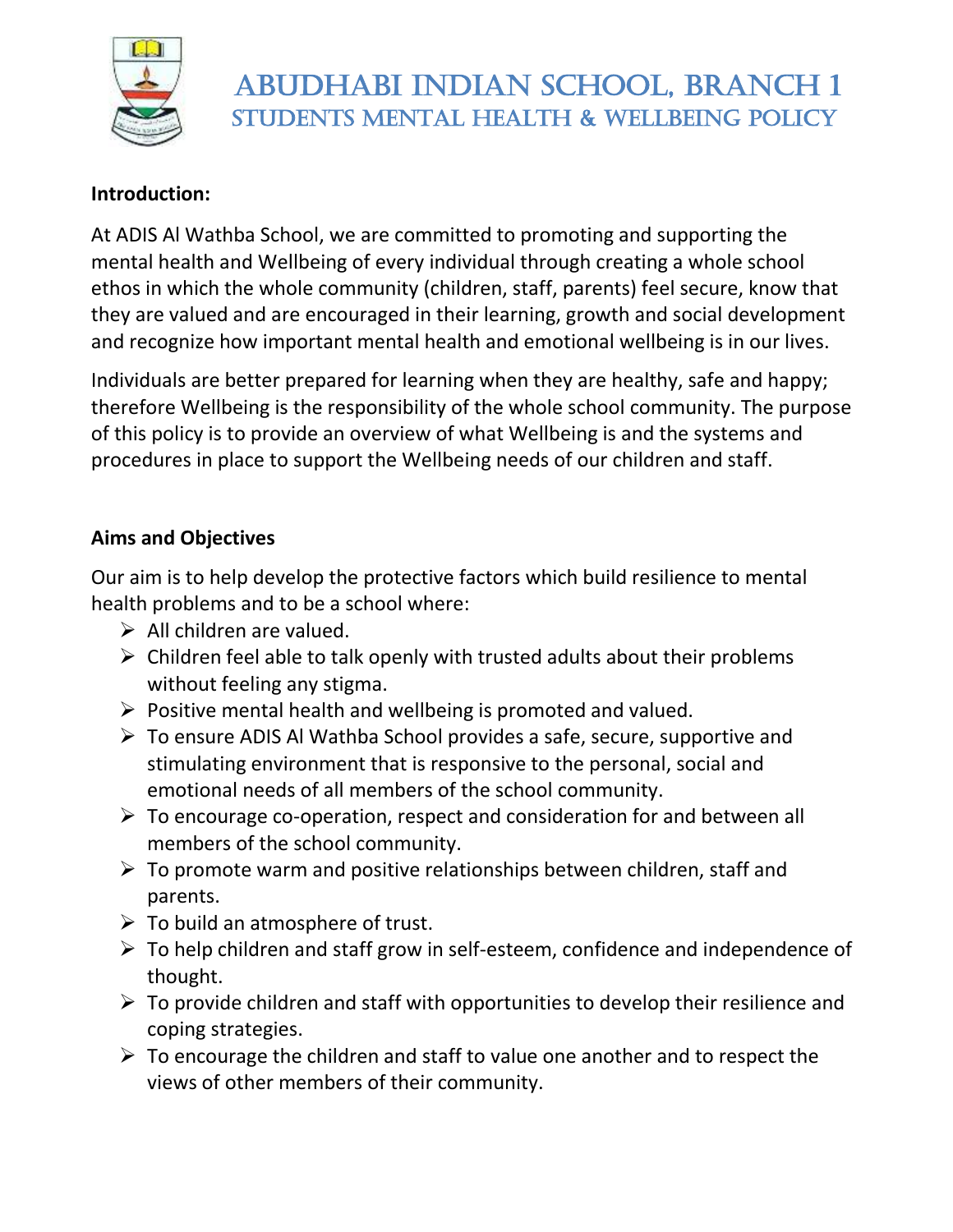# ABUDHABI INDIAN SCHOOL, BRANCH 1
## STUDENTS MENTAL HEALTH & WELLBEING POLICY

**Introduction:**

At ADIS Al Wathba School, we are committed to promoting and supporting the mental health and Wellbeing of every individual through creating a whole school ethos in which the whole community (children, staff, parents) feel secure, know that they are valued and are encouraged in their learning, growth and social development and recognize how important mental health and emotional wellbeing is in our lives.

Individuals are better prepared for learning when they are healthy, safe and happy; therefore Wellbeing is the responsibility of the whole school community. The purpose of this policy is to provide an overview of what Wellbeing is and the systems and procedures in place to support the Wellbeing needs of our children and staff.

**Aims and Objectives**

Our aim is to help develop the protective factors which build resilience to mental health problems and to be a school where:

- All children are valued.
- Children feel able to talk openly with trusted adults about their problems without feeling any stigma.
- Positive mental health and wellbeing is promoted and valued.
- To ensure ADIS Al Wathba School provides a safe, secure, supportive and stimulating environment that is responsive to the personal, social and emotional needs of all members of the school community.
- To encourage co-operation, respect and consideration for and between all members of the school community.
- To promote warm and positive relationships between children, staff and parents.
- To build an atmosphere of trust.
- To help children and staff grow in self-esteem, confidence and independence of thought.
- To provide children and staff with opportunities to develop their resilience and coping strategies.
- To encourage the children and staff to value one another and to respect the views of other members of their community.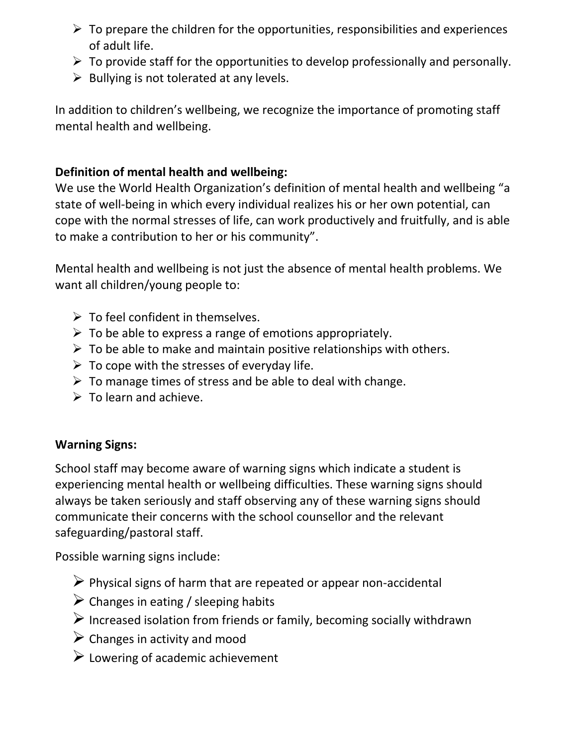- To prepare the children for the opportunities, responsibilities and experiences of adult life.
- To provide staff for the opportunities to develop professionally and personally.
- Bullying is not tolerated at any levels.

In addition to children's wellbeing, we recognize the importance of promoting staff mental health and wellbeing.

**Definition of mental health and wellbeing:**
We use the World Health Organization's definition of mental health and wellbeing "a state of well-being in which every individual realizes his or her own potential, can cope with the normal stresses of life, can work productively and fruitfully, and is able to make a contribution to her or his community".

Mental health and wellbeing is not just the absence of mental health problems. We want all children/young people to:

- To feel confident in themselves.
- To be able to express a range of emotions appropriately.
- To be able to make and maintain positive relationships with others.
- To cope with the stresses of everyday life.
- To manage times of stress and be able to deal with change.
- To learn and achieve.

**Warning Signs:**

School staff may become aware of warning signs which indicate a student is experiencing mental health or wellbeing difficulties. These warning signs should always be taken seriously and staff observing any of these warning signs should communicate their concerns with the school counsellor and the relevant safeguarding/pastoral staff.

Possible warning signs include:

- Physical signs of harm that are repeated or appear non-accidental
- Changes in eating / sleeping habits
- Increased isolation from friends or family, becoming socially withdrawn
- Changes in activity and mood
- Lowering of academic achievement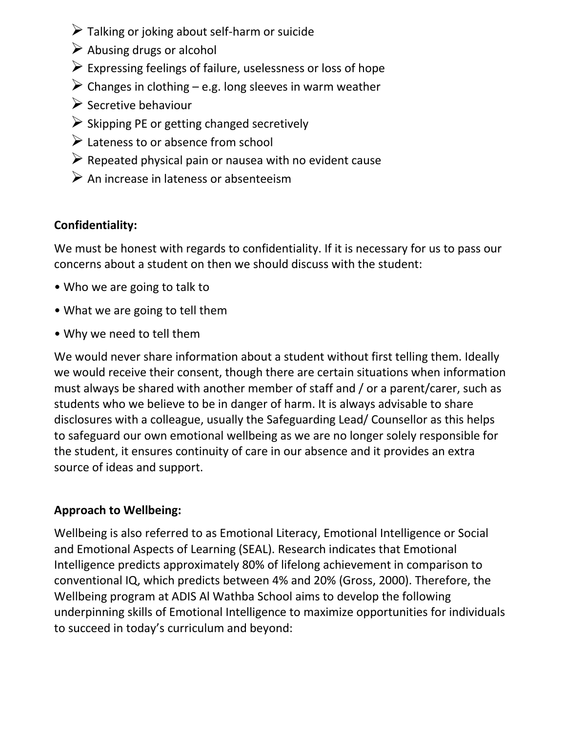- Talking or joking about self-harm or suicide
- Abusing drugs or alcohol
- Expressing feelings of failure, uselessness or loss of hope
- Changes in clothing – e.g. long sleeves in warm weather
- Secretive behaviour
- Skipping PE or getting changed secretively
- Lateness to or absence from school
- Repeated physical pain or nausea with no evident cause
- An increase in lateness or absenteeism

**Confidentiality:**

We must be honest with regards to confidentiality. If it is necessary for us to pass our concerns about a student on then we should discuss with the student:

- Who we are going to talk to
- What we are going to tell them
- Why we need to tell them

We would never share information about a student without first telling them. Ideally we would receive their consent, though there are certain situations when information must always be shared with another member of staff and / or a parent/carer, such as students who we believe to be in danger of harm. It is always advisable to share disclosures with a colleague, usually the Safeguarding Lead/ Counsellor as this helps to safeguard our own emotional wellbeing as we are no longer solely responsible for the student, it ensures continuity of care in our absence and it provides an extra source of ideas and support.

**Approach to Wellbeing:**

Wellbeing is also referred to as Emotional Literacy, Emotional Intelligence or Social and Emotional Aspects of Learning (SEAL). Research indicates that Emotional Intelligence predicts approximately 80% of lifelong achievement in comparison to conventional IQ, which predicts between 4% and 20% (Gross, 2000). Therefore, the Wellbeing program at ADIS Al Wathba School aims to develop the following underpinning skills of Emotional Intelligence to maximize opportunities for individuals to succeed in today's curriculum and beyond: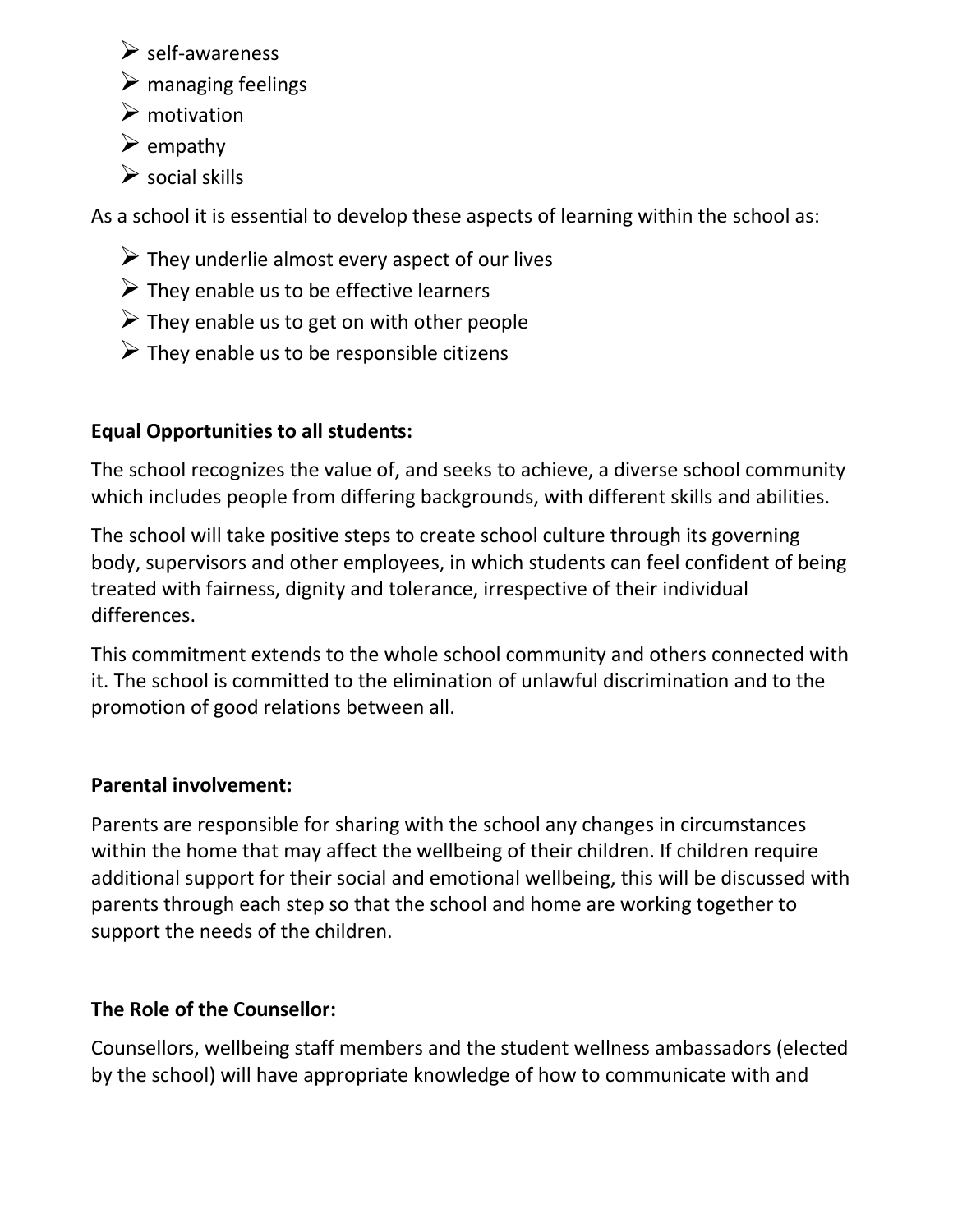- self-awareness
- managing feelings
- motivation
- empathy
- social skills

As a school it is essential to develop these aspects of learning within the school as:

- They underlie almost every aspect of our lives
- They enable us to be effective learners
- They enable us to get on with other people
- They enable us to be responsible citizens

**Equal Opportunities to all students:**

The school recognizes the value of, and seeks to achieve, a diverse school community which includes people from differing backgrounds, with different skills and abilities.

The school will take positive steps to create school culture through its governing body, supervisors and other employees, in which students can feel confident of being treated with fairness, dignity and tolerance, irrespective of their individual differences.

This commitment extends to the whole school community and others connected with it. The school is committed to the elimination of unlawful discrimination and to the promotion of good relations between all.

**Parental involvement:**

Parents are responsible for sharing with the school any changes in circumstances within the home that may affect the wellbeing of their children. If children require additional support for their social and emotional wellbeing, this will be discussed with parents through each step so that the school and home are working together to support the needs of the children.

**The Role of the Counsellor:**

Counsellors, wellbeing staff members and the student wellness ambassadors (elected by the school) will have appropriate knowledge of how to communicate with and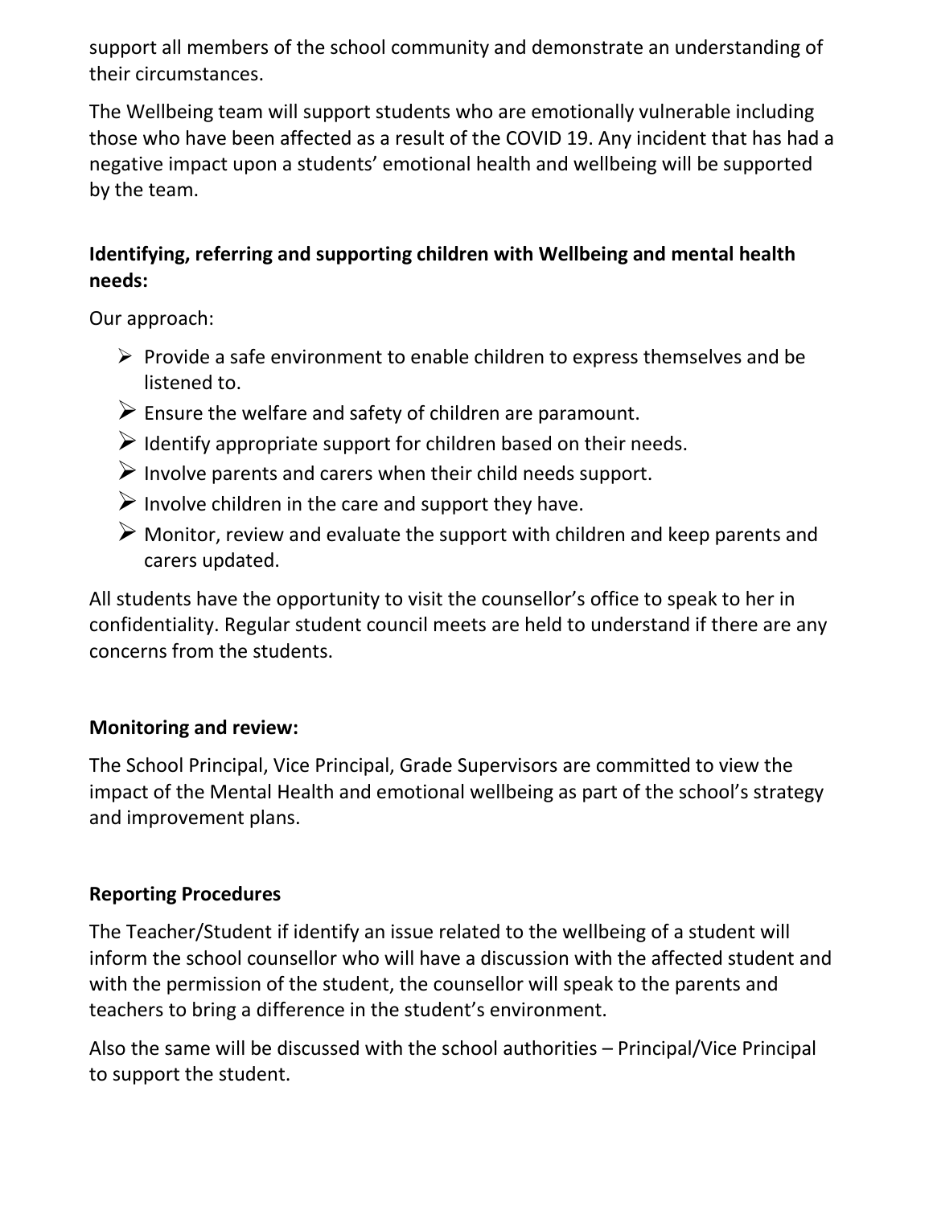support all members of the school community and demonstrate an understanding of their circumstances.

The Wellbeing team will support students who are emotionally vulnerable including those who have been affected as a result of the COVID 19. Any incident that has had a negative impact upon a students' emotional health and wellbeing will be supported by the team.

**Identifying, referring and supporting children with Wellbeing and mental health needs:**

Our approach:

- Provide a safe environment to enable children to express themselves and be listened to.
- Ensure the welfare and safety of children are paramount.
- Identify appropriate support for children based on their needs.
- Involve parents and carers when their child needs support.
- Involve children in the care and support they have.
- Monitor, review and evaluate the support with children and keep parents and carers updated.

All students have the opportunity to visit the counsellor's office to speak to her in confidentiality. Regular student council meets are held to understand if there are any concerns from the students.

**Monitoring and review:**

The School Principal, Vice Principal, Grade Supervisors are committed to view the impact of the Mental Health and emotional wellbeing as part of the school's strategy and improvement plans.

**Reporting Procedures**

The Teacher/Student if identify an issue related to the wellbeing of a student will inform the school counsellor who will have a discussion with the affected student and with the permission of the student, the counsellor will speak to the parents and teachers to bring a difference in the student's environment.

Also the same will be discussed with the school authorities – Principal/Vice Principal to support the student.